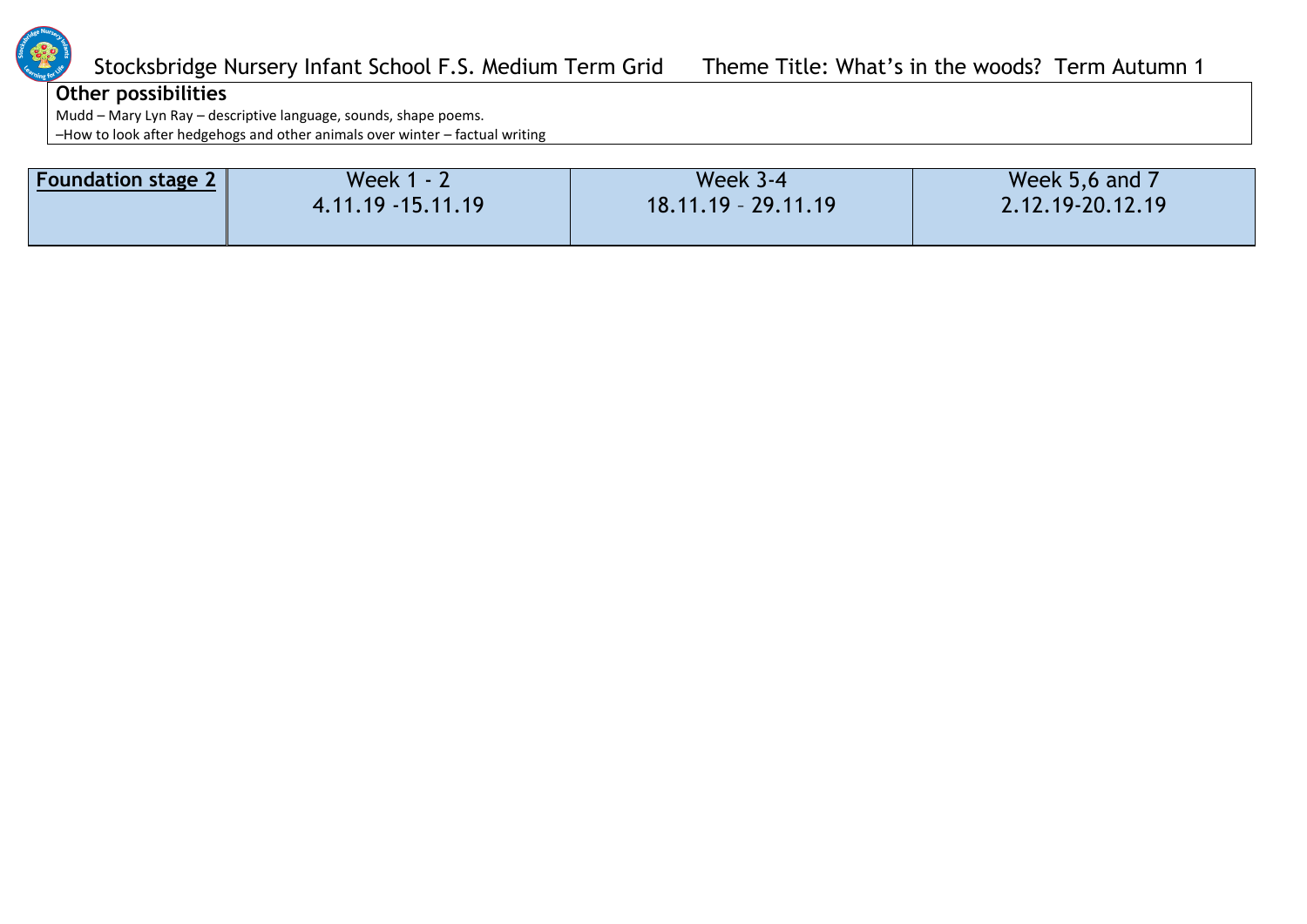Stocksbridge Nursery Infant School F.S. Medium Term Grid Theme Title: What's in the woods? Term Autumn 1

**Other possibilities**

Mudd – Mary Lyn Ray – descriptive language, sounds, shape poems.

–How to look after hedgehogs and other animals over winter – factual writing

| **Foundation stage 2** | Week 1 - 2<br>4.11.19 -15.11.19 | Week 3-4<br>18.11.19 – 29.11.19 | Week 5,6 and 7<br>2.12.19-20.12.19 |
|---|---|---|---|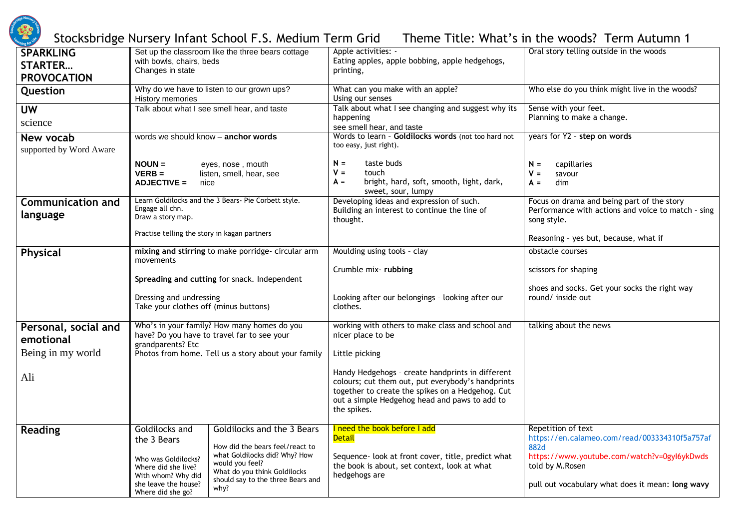# Stocksbridge Nursery Infant School F.S. Medium Term Grid Theme Title: What's in the woods? Term Autumn 1

| | | | |
|---|---|---|---|
| **SPARKLING STARTER… PROVOCATION** | Set up the classroom like the three bears cottage with bowls, chairs, beds<br>Changes in state | Apple activities: -<br>Eating apples, apple bobbing, apple hedgehogs, printing, | Oral story telling outside in the woods |
| **Question** | Why do we have to listen to our grown ups?<br>History memories | What can you make with an apple?<br>Using our senses | Who else do you think might live in the woods? |
| **UW**<br>science | Talk about what I see smell hear, and taste | Talk about what I see changing and suggest why its happening<br>see smell hear, and taste | Sense with your feet.<br>Planning to make a change. |
| **New vocab**<br>supported by Word Aware | words we should know – **anchor words**<br><br>**NOUN =** eyes, nose , mouth<br>**VERB =** listen, smell, hear, see<br>**ADJECTIVE =** nice | Words to learn - **Goldilocks words** (not too hard not too easy, just right).<br><br>**N =** taste buds<br>**V =** touch<br>**A =** bright, hard, soft, smooth, light, dark, sweet, sour, lumpy | years for Y2 - **step on words**<br><br>**N =** capillaries<br>**V =** savour<br>**A =** dim |
| **Communication and language** | Learn Goldilocks and the 3 Bears- Pie Corbett style.<br>Engage all chn.<br>Draw a story map.<br><br>Practise telling the story in kagan partners | Developing ideas and expression of such.<br>Building an interest to continue the line of thought. | Focus on drama and being part of the story<br>Performance with actions and voice to match - sing song style.<br><br>Reasoning - yes but, because, what if |
| **Physical** | **mixing and stirring** to make porridge- circular arm movements<br><br>**Spreading and cutting** for snack. Independent<br><br>Dressing and undressing<br>Take your clothes off (minus buttons) | Moulding using tools - clay<br><br>Crumble mix- **rubbing**<br><br>Looking after our belongings - looking after our clothes. | obstacle courses<br><br>scissors for shaping<br><br>shoes and socks. Get your socks the right way round/ inside out |
| **Personal, social and emotional**<br>Being in my world<br><br>Ali | Who's in your family? How many homes do you have? Do you have to travel far to see your grandparents? Etc<br>Photos from home. Tell us a story about your family | working with others to make class and school and nicer place to be<br><br>Little picking<br><br>Handy Hedgehogs - create handprints in different colours; cut them out, put everybody's handprints together to create the spikes on a Hedgehog. Cut out a simple Hedgehog head and paws to add to the spikes. | talking about the news |
| **Reading** | Goldilocks and the 3 Bears<br><br>Who was Goldilocks? Where did she live? With whom? Why did she leave the house? Where did she go?<br><br>Goldilocks and the 3 Bears<br><br>How did the bears feel/react to what Goldilocks did? Why? How would you feel?<br>What do you think Goldilocks should say to the three Bears and why? | I need the book before I add Detail<br><br>Sequence- look at front cover, title, predict what the book is about, set context, look at what hedgehogs are | Repetition of text<br>https://en.calameo.com/read/003334310f5a757af882d<br>https://www.youtube.com/watch?v=0gyl6ykDwds told by M.Rosen<br><br>pull out vocabulary what does it mean: **long wavy** |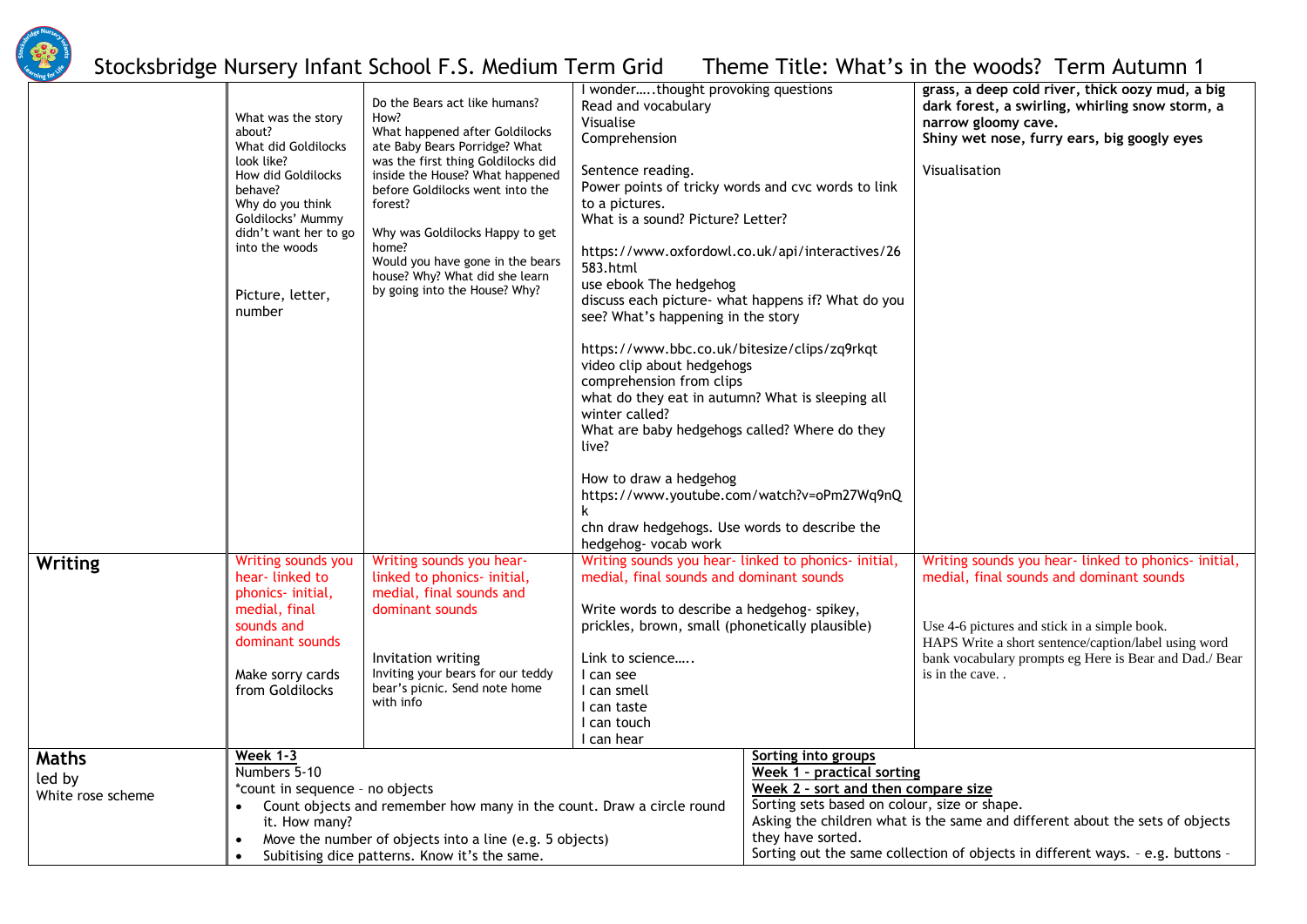# Stocksbridge Nursery Infant School F.S. Medium Term Grid Theme Title: What's in the woods? Term Autumn 1

| | | | | |
|---|---|---|---|---|
| | What was the story about?<br>What did Goldilocks look like?<br>How did Goldilocks behave?<br>Why do you think Goldilocks' Mummy didn't want her to go into the woods<br><br>Picture, letter, number | Do the Bears act like humans? How?<br>What happened after Goldilocks ate Baby Bears Porridge? What was the first thing Goldilocks did inside the House? What happened before Goldilocks went into the forest?<br><br>Why was Goldilocks Happy to get home?<br>Would you have gone in the bears house? Why? What did she learn by going into the House? Why? | I wonder…..thought provoking questions<br>Read and vocabulary<br>Visualise<br>Comprehension<br><br>Sentence reading.<br>Power points of tricky words and cvc words to link to a pictures.<br>What is a sound? Picture? Letter?<br><br>https://www.oxfordowl.co.uk/api/interactives/26583.html<br>use ebook The hedgehog<br>discuss each picture- what happens if? What do you see? What's happening in the story<br><br>https://www.bbc.co.uk/bitesize/clips/zq9rkqt<br>video clip about hedgehogs<br>comprehension from clips<br>what do they eat in autumn? What is sleeping all winter called?<br>What are baby hedgehogs called? Where do they live?<br><br>How to draw a hedgehog<br>https://www.youtube.com/watch?v=oPm27Wq9nQk<br>chn draw hedgehogs. Use words to describe the hedgehog- vocab work | **grass, a deep cold river, thick oozy mud, a big dark forest, a swirling, whirling snow storm, a narrow gloomy cave.**<br>**Shiny wet nose, furry ears, big googly eyes**<br><br>Visualisation |
| **Writing** | Writing sounds you hear- linked to phonics- initial, medial, final sounds and dominant sounds<br><br>Make sorry cards from Goldilocks | Writing sounds you hear- linked to phonics- initial, medial, final sounds and dominant sounds<br><br>Invitation writing<br>Inviting your bears for our teddy bear's picnic. Send note home with info | Writing sounds you hear- linked to phonics- initial, medial, final sounds and dominant sounds<br><br>Write words to describe a hedgehog- spikey, prickles, brown, small (phonetically plausible)<br><br>Link to science…..<br>I can see<br>I can smell<br>I can taste<br>I can touch<br>I can hear | Writing sounds you hear- linked to phonics- initial, medial, final sounds and dominant sounds<br><br>Use 4-6 pictures and stick in a simple book.<br>HAPS Write a short sentence/caption/label using word bank vocabulary prompts eg Here is Bear and Dad./ Bear is in the cave. . |
| **Maths**<br>led by<br>White rose scheme | **Week 1-3**<br>Numbers 5-10<br>*count in sequence – no objects<br>• Count objects and remember how many in the count. Draw a circle round it. How many?<br>• Move the number of objects into a line (e.g. 5 objects)<br>• Subitising dice patterns. Know it's the same. | | | **Sorting into groups**<br>**Week 1 – practical sorting**<br>**Week 2 – sort and then compare size**<br>Sorting sets based on colour, size or shape.<br>Asking the children what is the same and different about the sets of objects they have sorted.<br>Sorting out the same collection of objects in different ways. – e.g. buttons – |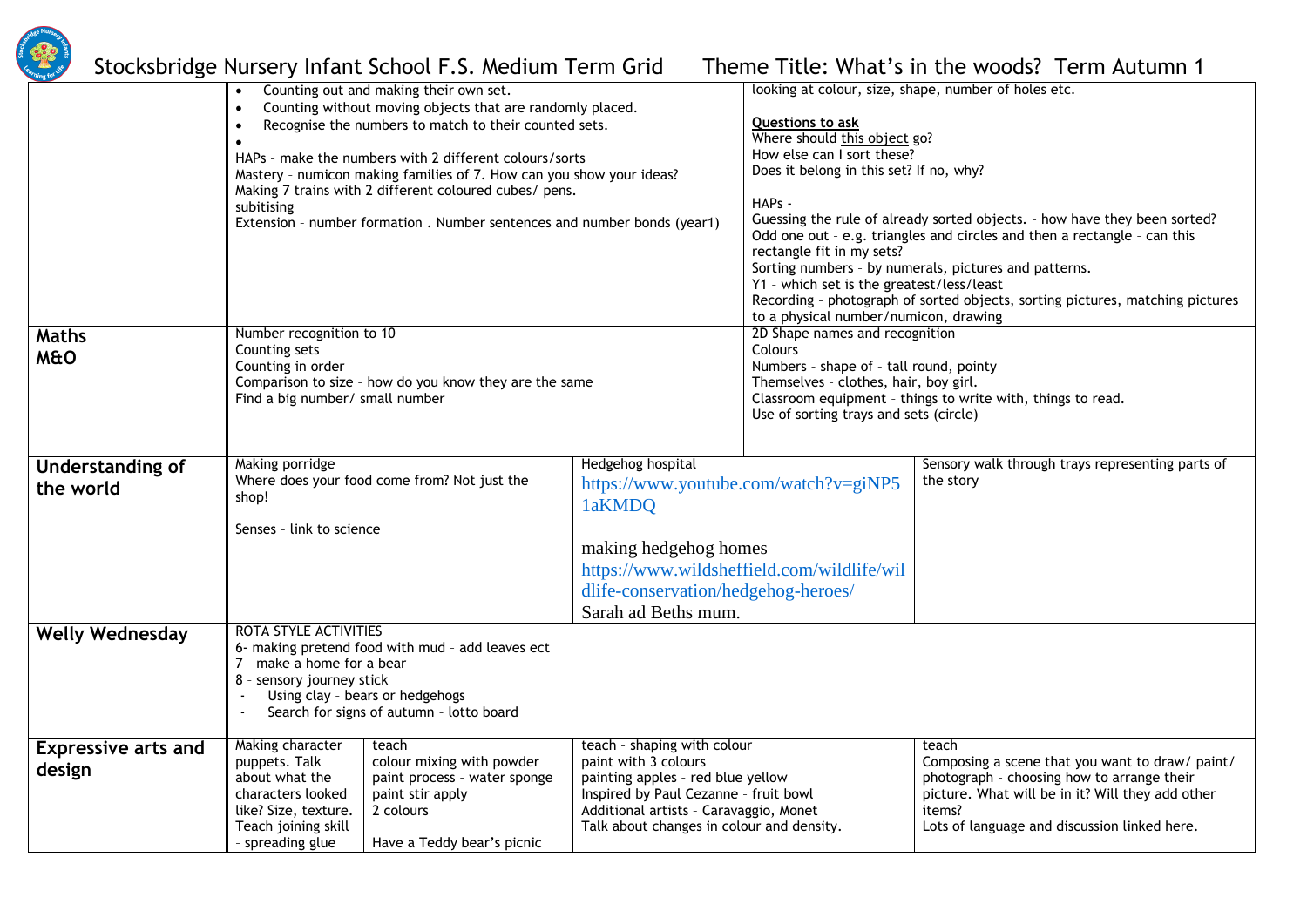# Stocksbridge Nursery Infant School F.S. Medium Term Grid Theme Title: What's in the woods? Term Autumn 1

| | | | | | |
|---|---|---|---|---|---|
| | • Counting out and making their own set.<br>• Counting without moving objects that are randomly placed.<br>• Recognise the numbers to match to their counted sets.<br>•<br>HAPs – make the numbers with 2 different colours/sorts<br>Mastery – numicon making families of 7. How can you show your ideas?<br>Making 7 trains with 2 different coloured cubes/ pens.<br>subitising<br>Extension – number formation . Number sentences and number bonds (year1) | | | looking at colour, size, shape, number of holes etc.<br><br>**Questions to ask**<br>Where should this object go?<br>How else can I sort these?<br>Does it belong in this set? If no, why?<br><br>HAPs -<br>Guessing the rule of already sorted objects. – how have they been sorted?<br>Odd one out – e.g. triangles and circles and then a rectangle – can this rectangle fit in my sets?<br>Sorting numbers – by numerals, pictures and patterns.<br>Y1 – which set is the greatest/less/least<br>Recording – photograph of sorted objects, sorting pictures, matching pictures to a physical number/numicon, drawing | |
| **Maths M&O** | Number recognition to 10<br>Counting sets<br>Counting in order<br>Comparison to size – how do you know they are the same<br>Find a big number/ small number | | | 2D Shape names and recognition<br>Colours<br>Numbers – shape of – tall round, pointy<br>Themselves – clothes, hair, boy girl.<br>Classroom equipment – things to write with, things to read.<br>Use of sorting trays and sets (circle) | |
| **Understanding of the world** | Making porridge<br>Where does your food come from? Not just the shop!<br><br>Senses – link to science | | Hedgehog hospital<br>https://www.youtube.com/watch?v=giNP51aKMDQ<br><br>making hedgehog homes<br>https://www.wildsheffield.com/wildlife/wildlife-conservation/hedgehog-heroes/<br>Sarah ad Beths mum. | | Sensory walk through trays representing parts of the story |
| **Welly Wednesday** | ROTA STYLE ACTIVITIES<br>6- making pretend food with mud – add leaves ect<br>7 – make a home for a bear<br>8 – sensory journey stick<br>- Using clay – bears or hedgehogs<br>- Search for signs of autumn – lotto board | | | | |
| **Expressive arts and design** | Making character puppets. Talk about what the characters looked like? Size, texture. Teach joining skill – spreading glue | teach<br>colour mixing with powder paint process – water sponge paint stir apply<br>2 colours<br><br>Have a Teddy bear's picnic | teach – shaping with colour<br>paint with 3 colours<br>painting apples – red blue yellow<br>Inspired by Paul Cezanne – fruit bowl<br>Additional artists – Caravaggio, Monet<br>Talk about changes in colour and density. | | teach<br>Composing a scene that you want to draw/ paint/ photograph – choosing how to arrange their picture. What will be in it? Will they add other items?<br>Lots of language and discussion linked here. |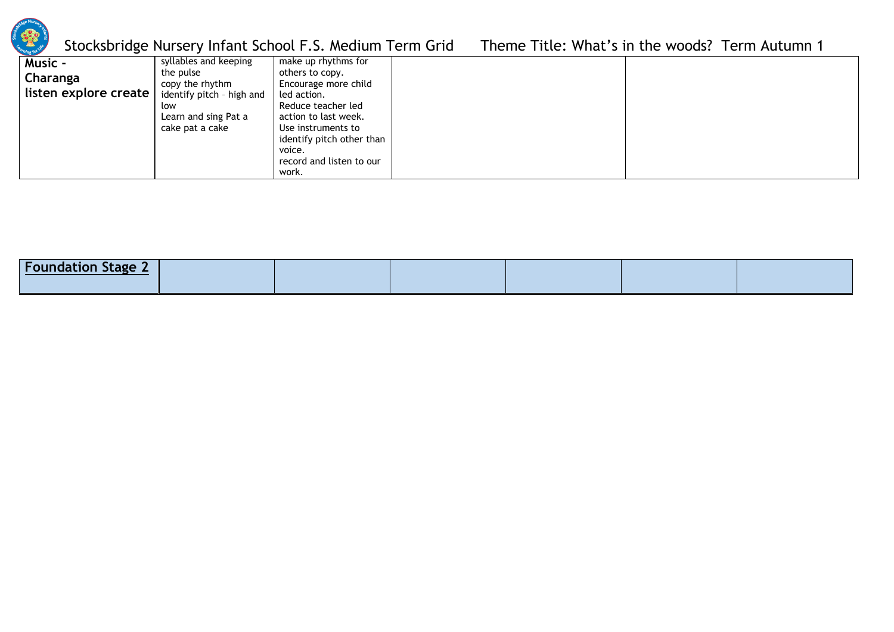Stocksbridge Nursery Infant School F.S. Medium Term Grid Theme Title: What's in the woods? Term Autumn 1

| **Music - Charanga listen explore create** | syllables and keeping the pulse<br>copy the rhythm<br>identify pitch – high and low<br>Learn and sing Pat a cake pat a cake | make up rhythms for others to copy.<br>Encourage more child led action.<br>Reduce teacher led action to last week.<br>Use instruments to identify pitch other than voice.<br>record and listen to our work. | | |
|---|---|---|---|---|

| **Foundation Stage 2** | | | | | | |
|---|---|---|---|---|---|---|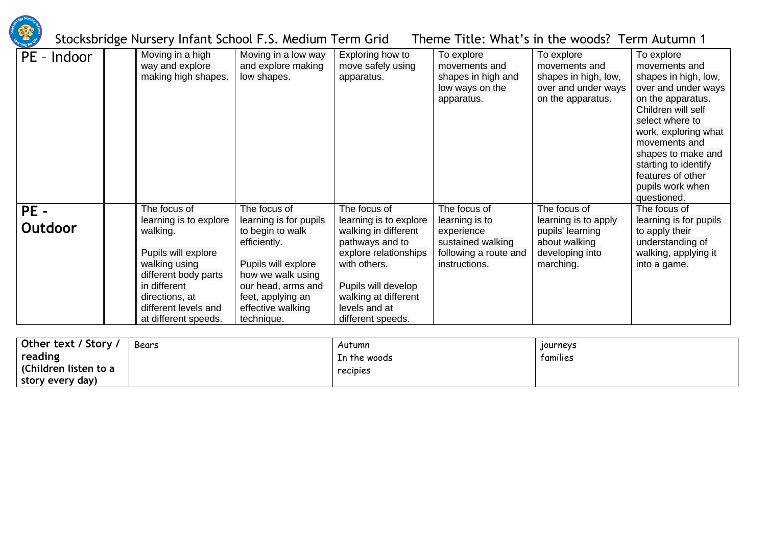Stocksbridge Nursery Infant School F.S. Medium Term Grid Theme Title: What's in the woods? Term Autumn 1

| | | | | | | | |
|---|---|---|---|---|---|---|---|
| PE – Indoor | | Moving in a high way and explore making high shapes. | Moving in a low way and explore making low shapes. | Exploring how to move safely using apparatus. | To explore movements and shapes in high and low ways on the apparatus. | To explore movements and shapes in high, low, over and under ways on the apparatus. | To explore movements and shapes in high, low, over and under ways on the apparatus. Children will self select where to work, exploring what movements and shapes to make and starting to identify features of other pupils work when questioned. |
| **PE - Outdoor** | | The focus of learning is to explore walking.<br><br>Pupils will explore walking using different body parts in different directions, at different levels and at different speeds. | The focus of learning is for pupils to begin to walk efficiently.<br><br>Pupils will explore how we walk using our head, arms and feet, applying an effective walking technique. | The focus of learning is to explore walking in different pathways and to explore relationships with others.<br><br>Pupils will develop walking at different levels and at different speeds. | The focus of learning is to experience sustained walking following a route and instructions. | The focus of learning is to apply pupils' learning about walking developing into marching. | The focus of learning is for pupils to apply their understanding of walking, applying it into a game. |

| | | | |
|---|---|---|---|
| **Other text / Story / reading (Children listen to a story every day)** | Bears | Autumn<br>In the woods<br>recipies | journeys<br>families |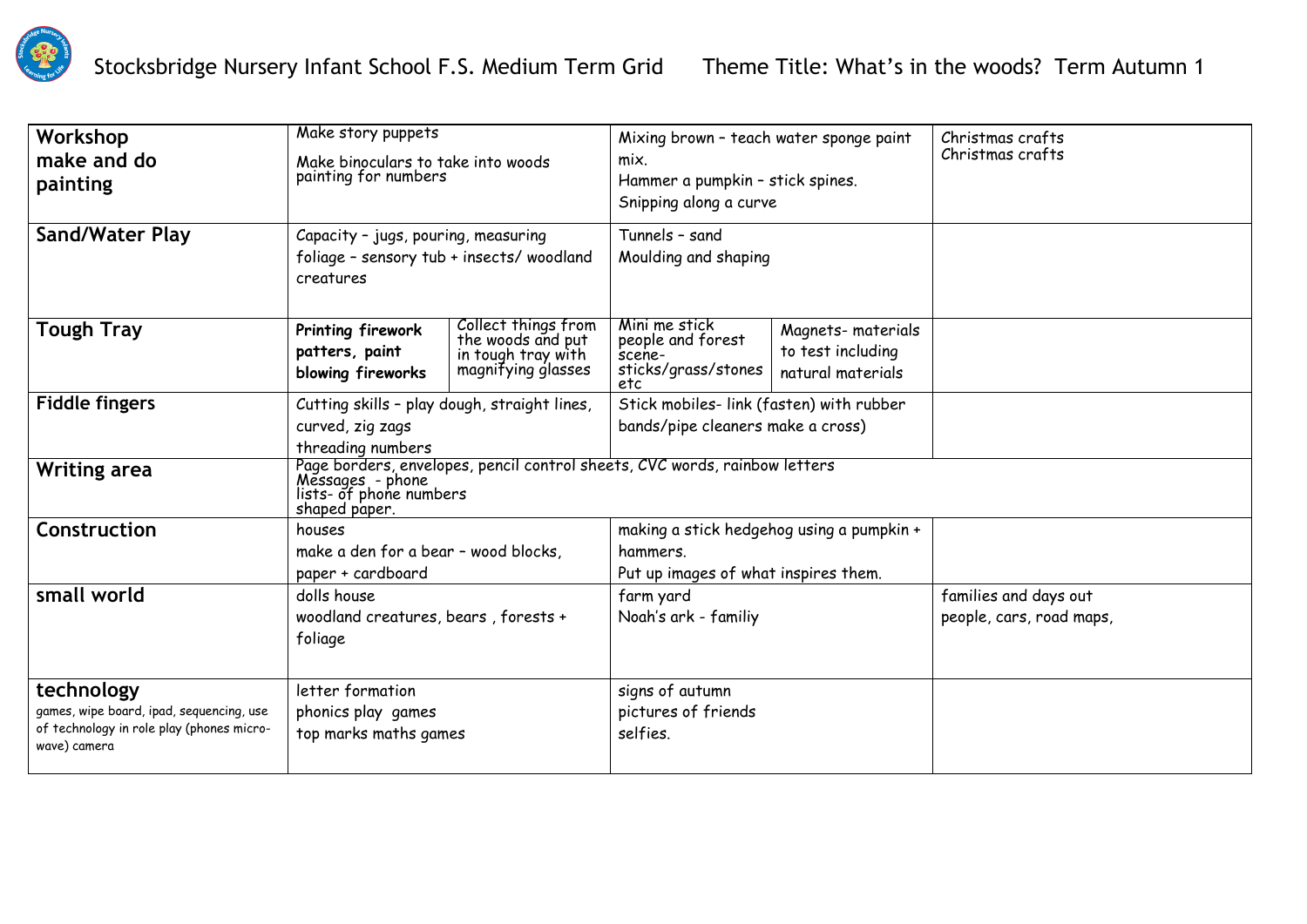# Stocksbridge Nursery Infant School F.S. Medium Term Grid Theme Title: What's in the woods? Term Autumn 1

| | | | | | |
|---|---|---|---|---|---|
| **Workshop make and do painting** | Make story puppets<br>Make binoculars to take into woods<br>painting for numbers | | Mixing brown – teach water sponge paint mix.<br>Hammer a pumpkin – stick spines.<br>Snipping along a curve | | Christmas crafts<br>Christmas crafts |
| **Sand/Water Play** | Capacity – jugs, pouring, measuring<br>foliage – sensory tub + insects/ woodland creatures | | Tunnels – sand<br>Moulding and shaping | | |
| **Tough Tray** | **Printing firework patters, paint blowing fireworks** | Collect things from the woods and put in tough tray with magnifying glasses | Mini me stick people and forest scene- sticks/grass/stones etc | Magnets- materials to test including natural materials | |
| **Fiddle fingers** | Cutting skills – play dough, straight lines, curved, zig zags<br>threading numbers | | Stick mobiles- link (fasten) with rubber bands/pipe cleaners make a cross) | | |
| **Writing area** | Page borders, envelopes, pencil control sheets, CVC words, rainbow letters<br>Messages - phone<br>lists- of phone numbers<br>shaped paper. | | | | |
| **Construction** | houses<br>make a den for a bear – wood blocks, paper + cardboard | | making a stick hedgehog using a pumpkin + hammers.<br>Put up images of what inspires them. | | |
| **small world** | dolls house<br>woodland creatures, bears , forests + foliage | | farm yard<br>Noah's ark - familiy | | families and days out<br>people, cars, road maps, |
| **technology**<br>games, wipe board, ipad, sequencing, use of technology in role play (phones micro-wave) camera | letter formation<br>phonics play games<br>top marks maths games | | signs of autumn<br>pictures of friends<br>selfies. | | |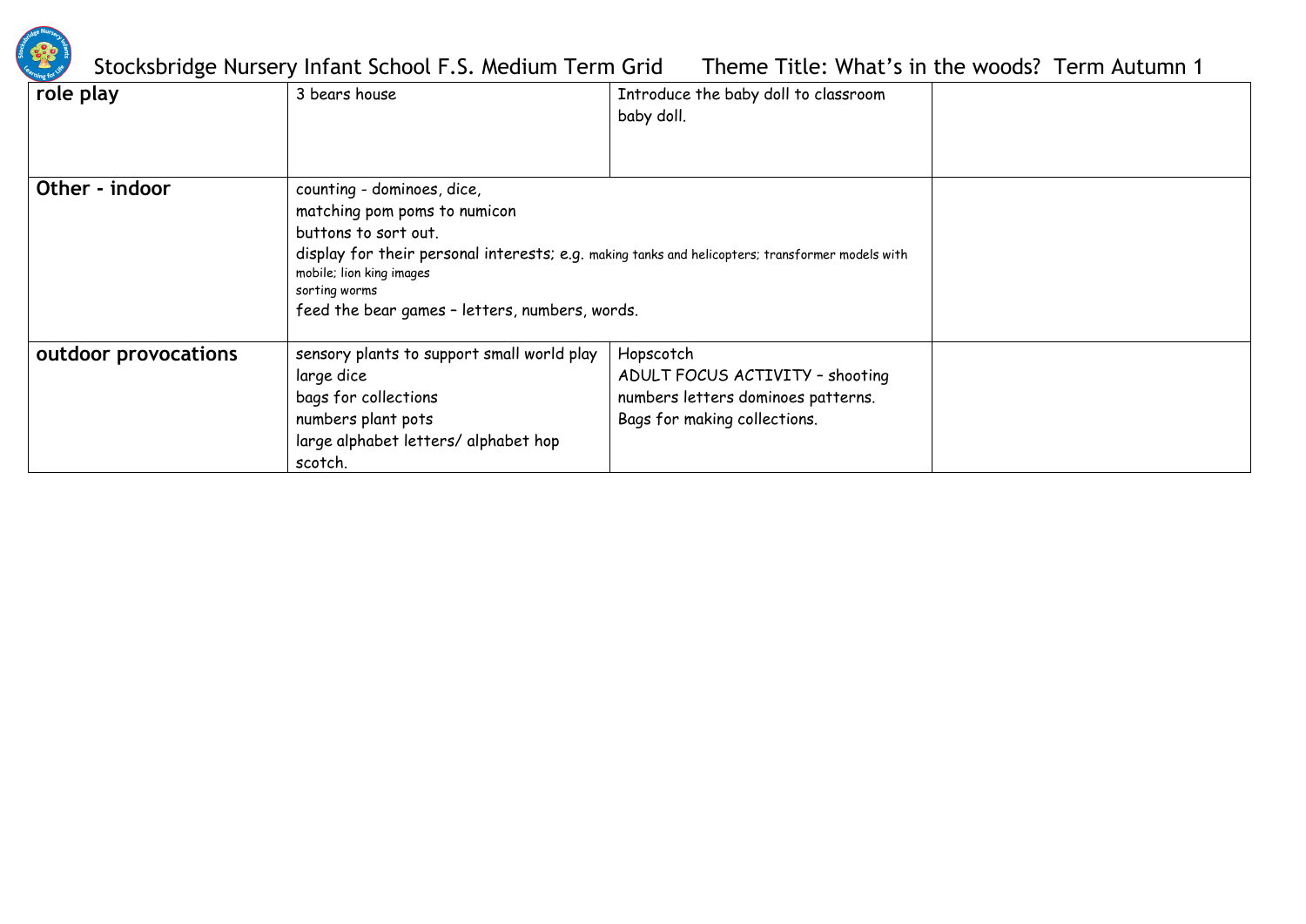Stocksbridge Nursery Infant School F.S. Medium Term Grid Theme Title: What's in the woods? Term Autumn 1

| | | | |
|---|---|---|---|
| **role play** | 3 bears house | Introduce the baby doll to classroom baby doll. | |
| **Other - indoor** | counting - dominoes, dice,<br>matching pom poms to numicon<br>buttons to sort out.<br>display for their personal interests; e.g. making tanks and helicopters; transformer models with mobile; lion king images<br>sorting worms<br>feed the bear games – letters, numbers, words. | | |
| **outdoor provocations** | sensory plants to support small world play<br>large dice<br>bags for collections<br>numbers plant pots<br>large alphabet letters/ alphabet hop scotch. | Hopscotch<br>ADULT FOCUS ACTIVITY – shooting numbers letters dominoes patterns.<br>Bags for making collections. | |